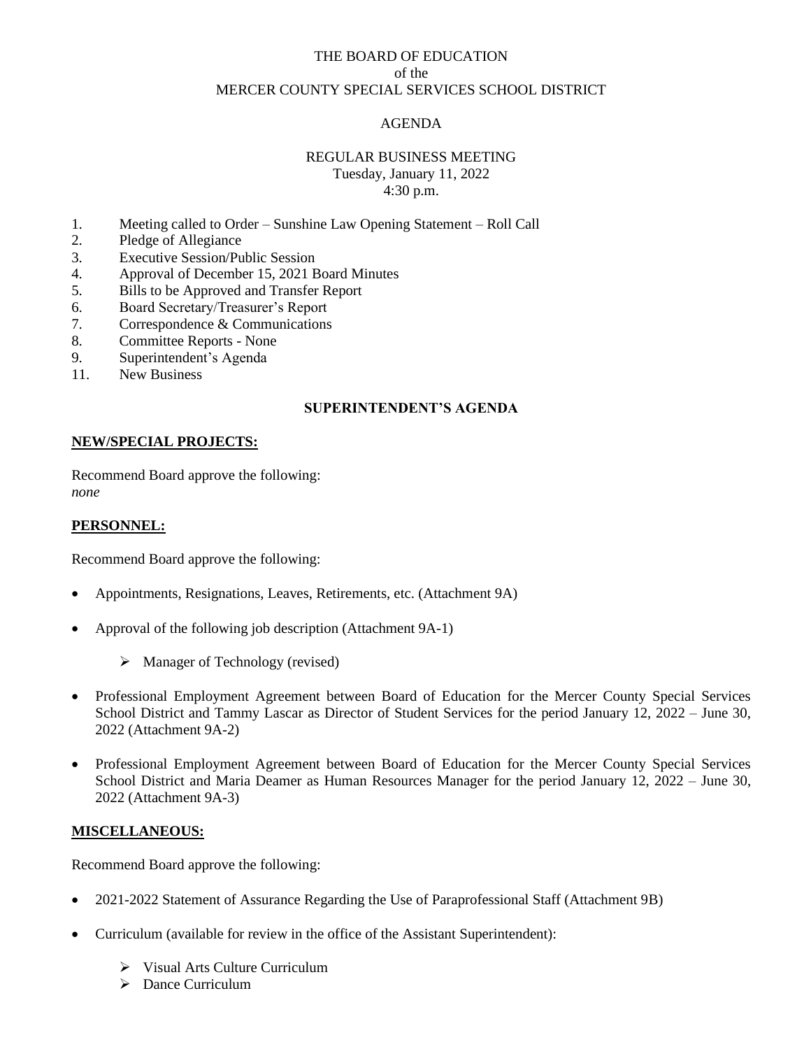THE BOARD OF EDUCATION
of the
MERCER COUNTY SPECIAL SERVICES SCHOOL DISTRICT

AGENDA

REGULAR BUSINESS MEETING
Tuesday, January 11, 2022
4:30 p.m.

1. Meeting called to Order – Sunshine Law Opening Statement – Roll Call
2. Pledge of Allegiance
3. Executive Session/Public Session
4. Approval of December 15, 2021 Board Minutes
5. Bills to be Approved and Transfer Report
6. Board Secretary/Treasurer's Report
7. Correspondence & Communications
8. Committee Reports - None
9. Superintendent's Agenda
11. New Business

## SUPERINTENDENT'S AGENDA

**NEW/SPECIAL PROJECTS:**

Recommend Board approve the following:
*none*

**PERSONNEL:**

Recommend Board approve the following:

- Appointments, Resignations, Leaves, Retirements, etc. (Attachment 9A)
- Approval of the following job description (Attachment 9A-1)
  - Manager of Technology (revised)
- Professional Employment Agreement between Board of Education for the Mercer County Special Services School District and Tammy Lascar as Director of Student Services for the period January 12, 2022 – June 30, 2022 (Attachment 9A-2)
- Professional Employment Agreement between Board of Education for the Mercer County Special Services School District and Maria Deamer as Human Resources Manager for the period January 12, 2022 – June 30, 2022 (Attachment 9A-3)

**MISCELLANEOUS:**

Recommend Board approve the following:

- 2021-2022 Statement of Assurance Regarding the Use of Paraprofessional Staff (Attachment 9B)
- Curriculum (available for review in the office of the Assistant Superintendent):
  - Visual Arts Culture Curriculum
  - Dance Curriculum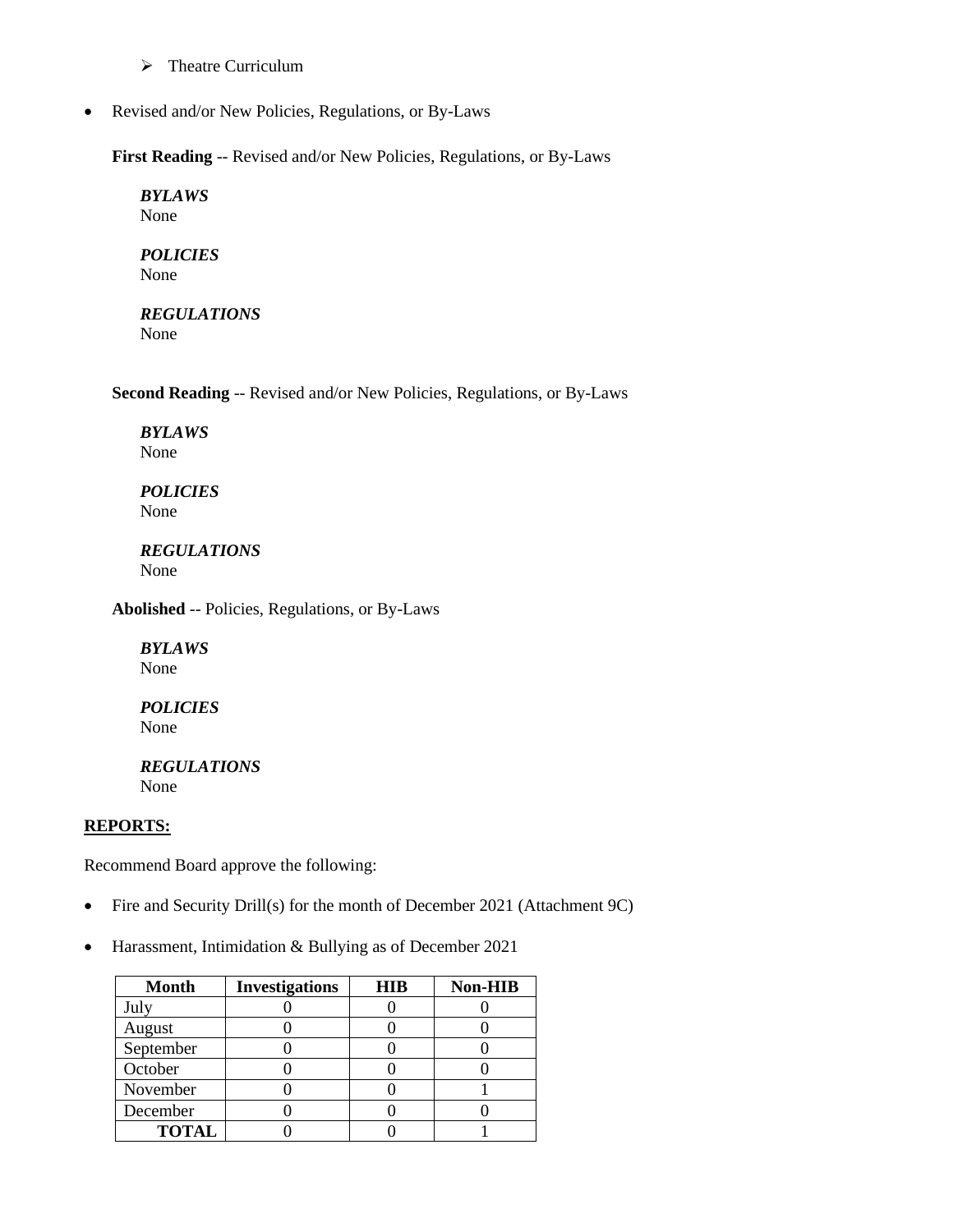- Theatre Curriculum

- Revised and/or New Policies, Regulations, or By-Laws

  **First Reading** -- Revised and/or New Policies, Regulations, or By-Laws

  ***BYLAWS***
  None

  ***POLICIES***
  None

  ***REGULATIONS***
  None

  **Second Reading** -- Revised and/or New Policies, Regulations, or By-Laws

  ***BYLAWS***
  None

  ***POLICIES***
  None

  ***REGULATIONS***
  None

  **Abolished** -- Policies, Regulations, or By-Laws

  ***BYLAWS***
  None

  ***POLICIES***
  None

  ***REGULATIONS***
  None

**<u>REPORTS:</u>**

Recommend Board approve the following:

- Fire and Security Drill(s) for the month of December 2021 (Attachment 9C)

- Harassment, Intimidation & Bullying as of December 2021

| Month | Investigations | HIB | Non-HIB |
|---|---|---|---|
| July | 0 | 0 | 0 |
| August | 0 | 0 | 0 |
| September | 0 | 0 | 0 |
| October | 0 | 0 | 0 |
| November | 0 | 0 | 1 |
| December | 0 | 0 | 0 |
| **TOTAL** | 0 | 0 | 1 |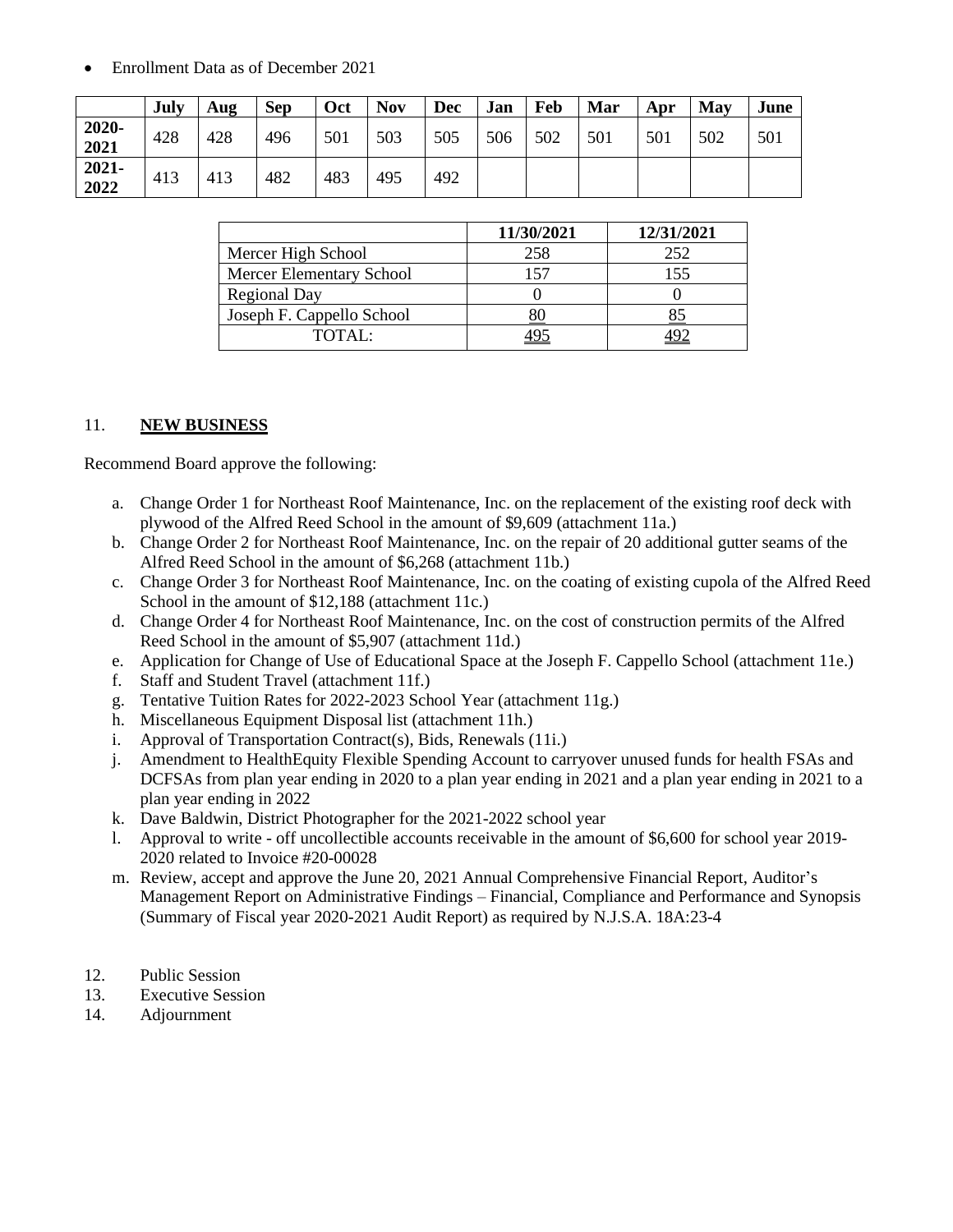- Enrollment Data as of December 2021

| | July | Aug | Sep | Oct | Nov | Dec | Jan | Feb | Mar | Apr | May | June |
|---|---|---|---|---|---|---|---|---|---|---|---|---|
| **2020-2021** | 428 | 428 | 496 | 501 | 503 | 505 | 506 | 502 | 501 | 501 | 502 | 501 |
| **2021-2022** | 413 | 413 | 482 | 483 | 495 | 492 | | | | | | |

| | 11/30/2021 | 12/31/2021 |
|---|---|---|
| Mercer High School | 258 | 252 |
| Mercer Elementary School | 157 | 155 |
| Regional Day | 0 | 0 |
| Joseph F. Cappello School | 80 | 85 |
| TOTAL: | 495 | 492 |

11. **NEW BUSINESS**

Recommend Board approve the following:

a. Change Order 1 for Northeast Roof Maintenance, Inc. on the replacement of the existing roof deck with plywood of the Alfred Reed School in the amount of $9,609 (attachment 11a.)
b. Change Order 2 for Northeast Roof Maintenance, Inc. on the repair of 20 additional gutter seams of the Alfred Reed School in the amount of $6,268 (attachment 11b.)
c. Change Order 3 for Northeast Roof Maintenance, Inc. on the coating of existing cupola of the Alfred Reed School in the amount of $12,188 (attachment 11c.)
d. Change Order 4 for Northeast Roof Maintenance, Inc. on the cost of construction permits of the Alfred Reed School in the amount of $5,907 (attachment 11d.)
e. Application for Change of Use of Educational Space at the Joseph F. Cappello School (attachment 11e.)
f. Staff and Student Travel (attachment 11f.)
g. Tentative Tuition Rates for 2022-2023 School Year (attachment 11g.)
h. Miscellaneous Equipment Disposal list (attachment 11h.)
i. Approval of Transportation Contract(s), Bids, Renewals (11i.)
j. Amendment to HealthEquity Flexible Spending Account to carryover unused funds for health FSAs and DCFSAs from plan year ending in 2020 to a plan year ending in 2021 and a plan year ending in 2021 to a plan year ending in 2022
k. Dave Baldwin, District Photographer for the 2021-2022 school year
l. Approval to write - off uncollectible accounts receivable in the amount of $6,600 for school year 2019-2020 related to Invoice #20-00028
m. Review, accept and approve the June 20, 2021 Annual Comprehensive Financial Report, Auditor's Management Report on Administrative Findings – Financial, Compliance and Performance and Synopsis (Summary of Fiscal year 2020-2021 Audit Report) as required by N.J.S.A. 18A:23-4

12. Public Session
13. Executive Session
14. Adjournment